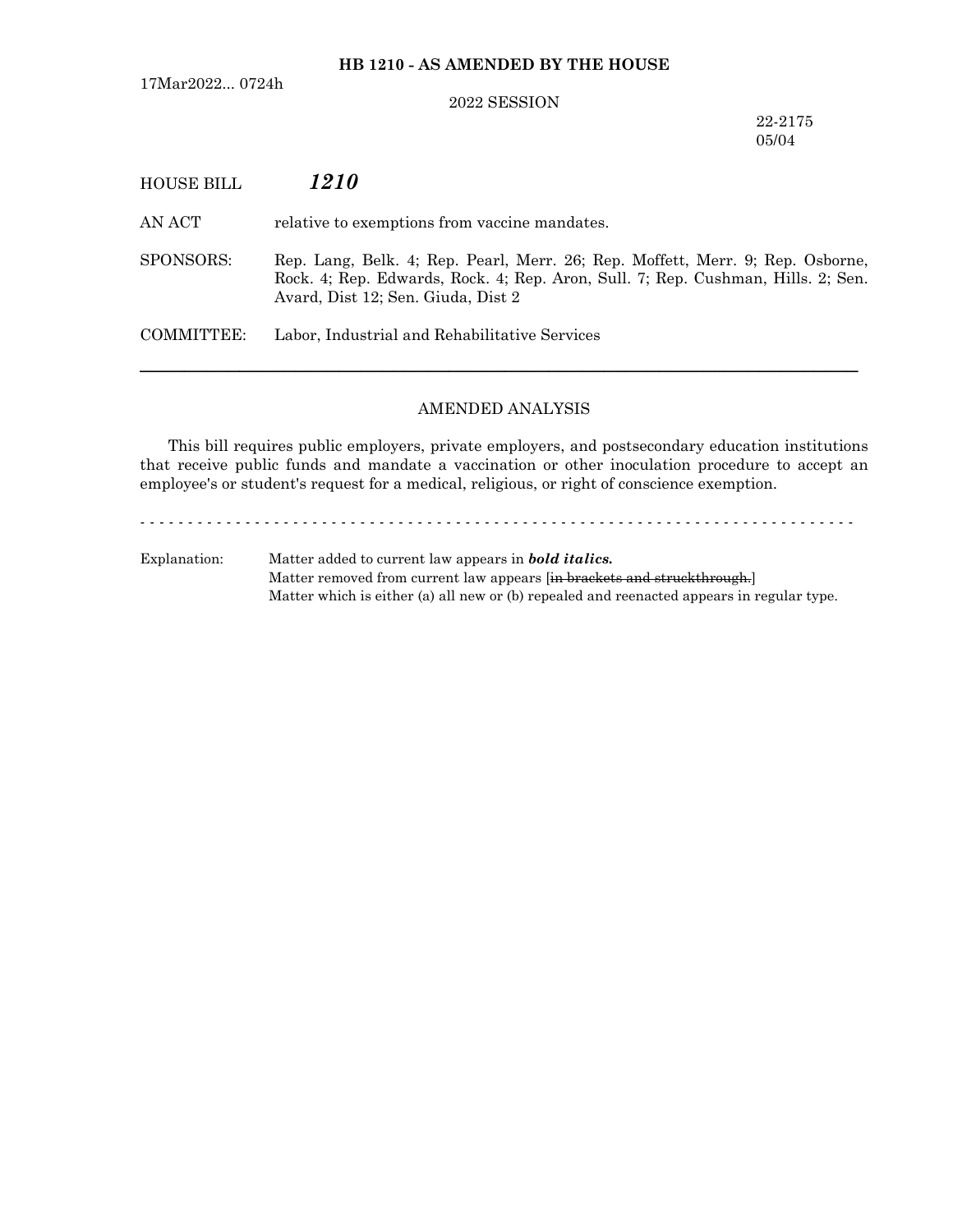**HB 1210 - AS AMENDED BY THE HOUSE**

17Mar2022... 0724h

2022 SESSION

22-2175
05/04

HOUSE BILL ***1210***

AN ACT relative to exemptions from vaccine mandates.

SPONSORS: Rep. Lang, Belk. 4; Rep. Pearl, Merr. 26; Rep. Moffett, Merr. 9; Rep. Osborne, Rock. 4; Rep. Edwards, Rock. 4; Rep. Aron, Sull. 7; Rep. Cushman, Hills. 2; Sen. Avard, Dist 12; Sen. Giuda, Dist 2

COMMITTEE: Labor, Industrial and Rehabilitative Services

---

AMENDED ANALYSIS

This bill requires public employers, private employers, and postsecondary education institutions that receive public funds and mandate a vaccination or other inoculation procedure to accept an employee's or student's request for a medical, religious, or right of conscience exemption.

- - - - - - - - - - - - - - - - - - - - - - - - - - - - - - - - - - - - - - - - - - - - - - - - - - - - - - - - - - - - - - - - - - - - - - - - - - - -

Explanation: Matter added to current law appears in ***bold italics.***
Matter removed from current law appears [~~in brackets and struckthrough.~~]
Matter which is either (a) all new or (b) repealed and reenacted appears in regular type.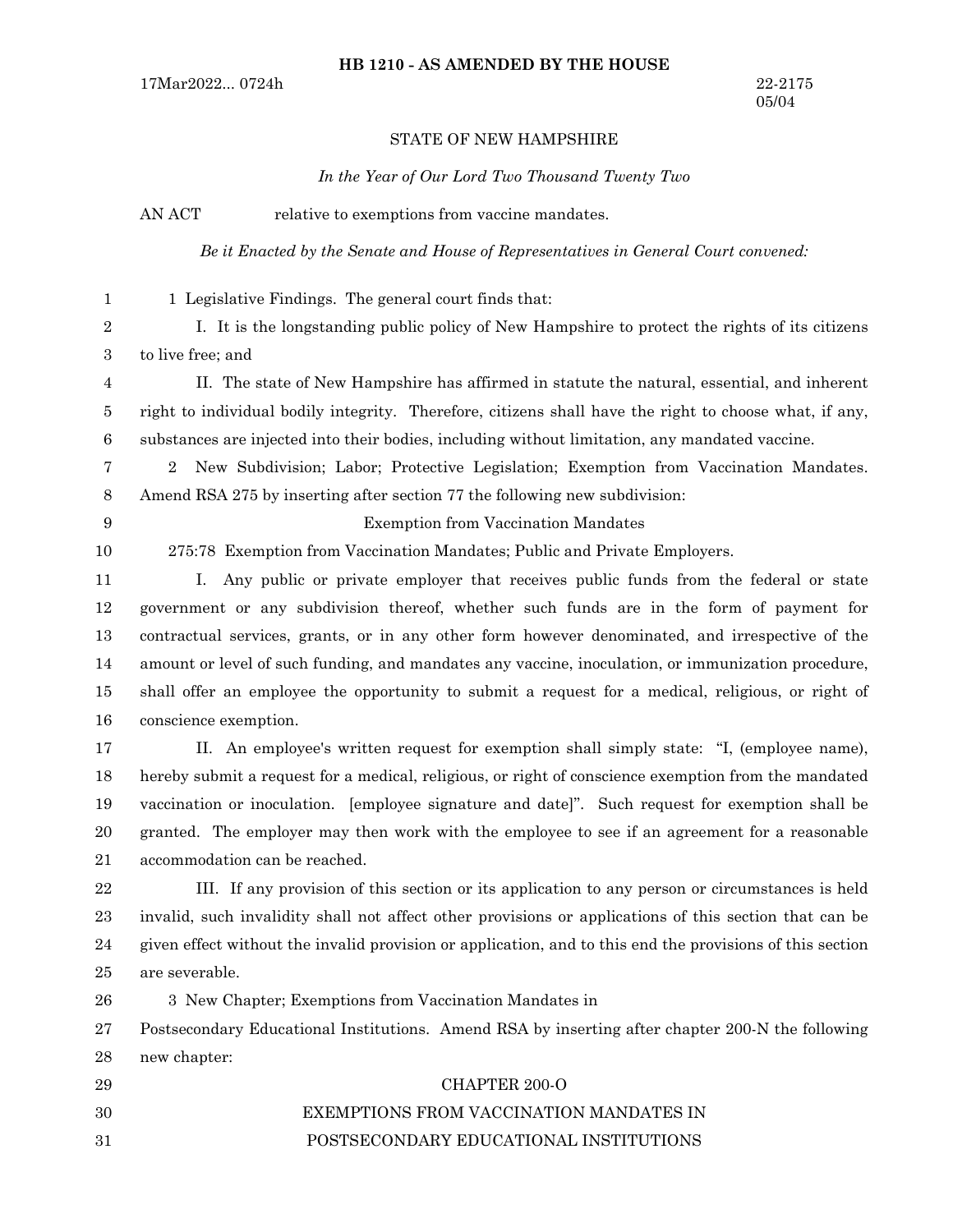**HB 1210 - AS AMENDED BY THE HOUSE**

17Mar2022... 0724h

22-2175
05/04

STATE OF NEW HAMPSHIRE

*In the Year of Our Lord Two Thousand Twenty Two*

AN ACT relative to exemptions from vaccine mandates.

*Be it Enacted by the Senate and House of Representatives in General Court convened:*

1 Legislative Findings. The general court finds that:

I. It is the longstanding public policy of New Hampshire to protect the rights of its citizens to live free; and

II. The state of New Hampshire has affirmed in statute the natural, essential, and inherent right to individual bodily integrity. Therefore, citizens shall have the right to choose what, if any, substances are injected into their bodies, including without limitation, any mandated vaccine.

2 New Subdivision; Labor; Protective Legislation; Exemption from Vaccination Mandates. Amend RSA 275 by inserting after section 77 the following new subdivision:

Exemption from Vaccination Mandates

275:78 Exemption from Vaccination Mandates; Public and Private Employers.

I. Any public or private employer that receives public funds from the federal or state government or any subdivision thereof, whether such funds are in the form of payment for contractual services, grants, or in any other form however denominated, and irrespective of the amount or level of such funding, and mandates any vaccine, inoculation, or immunization procedure, shall offer an employee the opportunity to submit a request for a medical, religious, or right of conscience exemption.

II. An employee's written request for exemption shall simply state: "I, (employee name), hereby submit a request for a medical, religious, or right of conscience exemption from the mandated vaccination or inoculation. [employee signature and date]". Such request for exemption shall be granted. The employer may then work with the employee to see if an agreement for a reasonable accommodation can be reached.

III. If any provision of this section or its application to any person or circumstances is held invalid, such invalidity shall not affect other provisions or applications of this section that can be given effect without the invalid provision or application, and to this end the provisions of this section are severable.

3 New Chapter; Exemptions from Vaccination Mandates in Postsecondary Educational Institutions. Amend RSA by inserting after chapter 200-N the following new chapter:

CHAPTER 200-O

EXEMPTIONS FROM VACCINATION MANDATES IN

POSTSECONDARY EDUCATIONAL INSTITUTIONS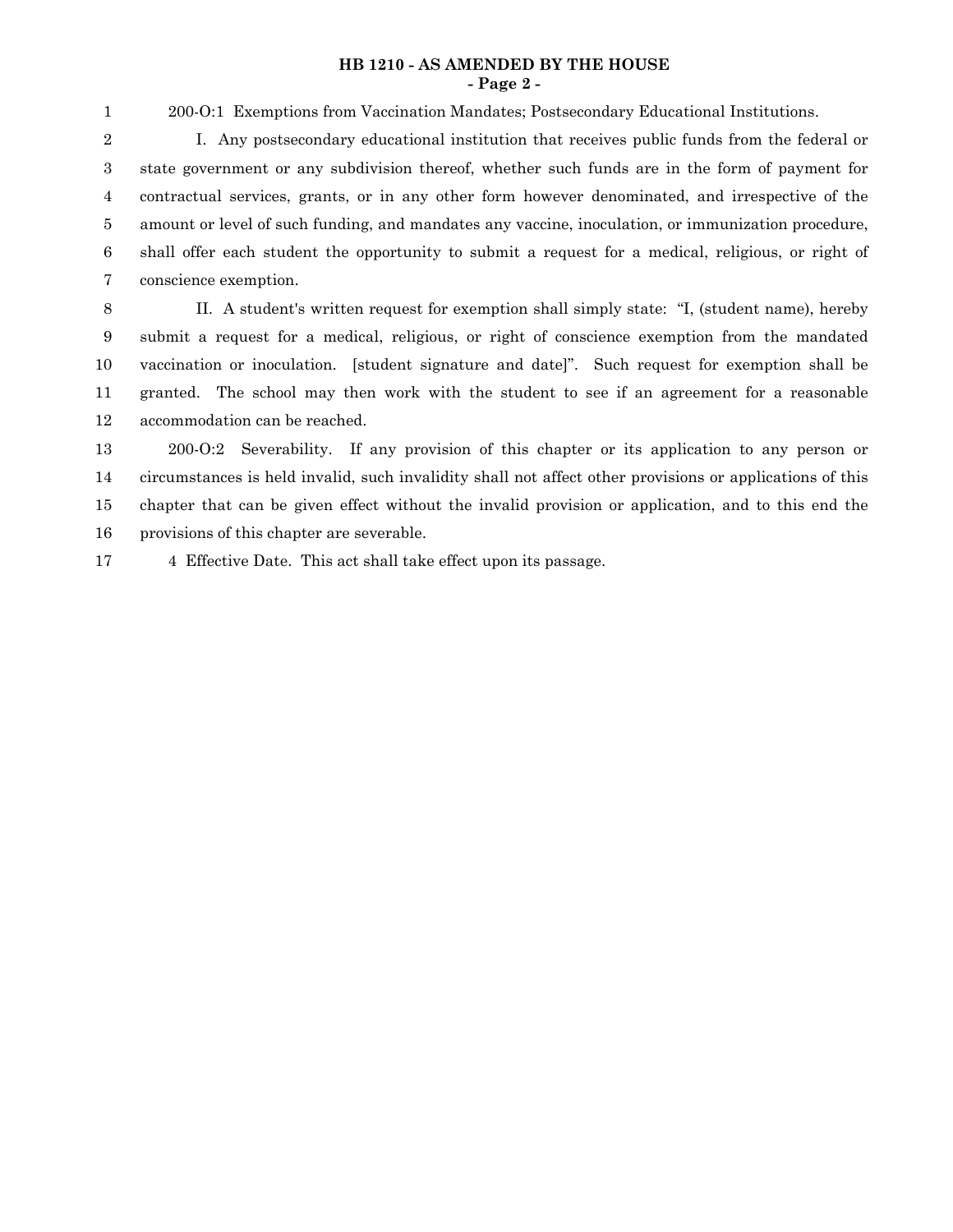200-O:1 Exemptions from Vaccination Mandates; Postsecondary Educational Institutions.

I. Any postsecondary educational institution that receives public funds from the federal or state government or any subdivision thereof, whether such funds are in the form of payment for contractual services, grants, or in any other form however denominated, and irrespective of the amount or level of such funding, and mandates any vaccine, inoculation, or immunization procedure, shall offer each student the opportunity to submit a request for a medical, religious, or right of conscience exemption.

II. A student's written request for exemption shall simply state: "I, (student name), hereby submit a request for a medical, religious, or right of conscience exemption from the mandated vaccination or inoculation. [student signature and date]". Such request for exemption shall be granted. The school may then work with the student to see if an agreement for a reasonable accommodation can be reached.

200-O:2 Severability. If any provision of this chapter or its application to any person or circumstances is held invalid, such invalidity shall not affect other provisions or applications of this chapter that can be given effect without the invalid provision or application, and to this end the provisions of this chapter are severable.

4 Effective Date. This act shall take effect upon its passage.